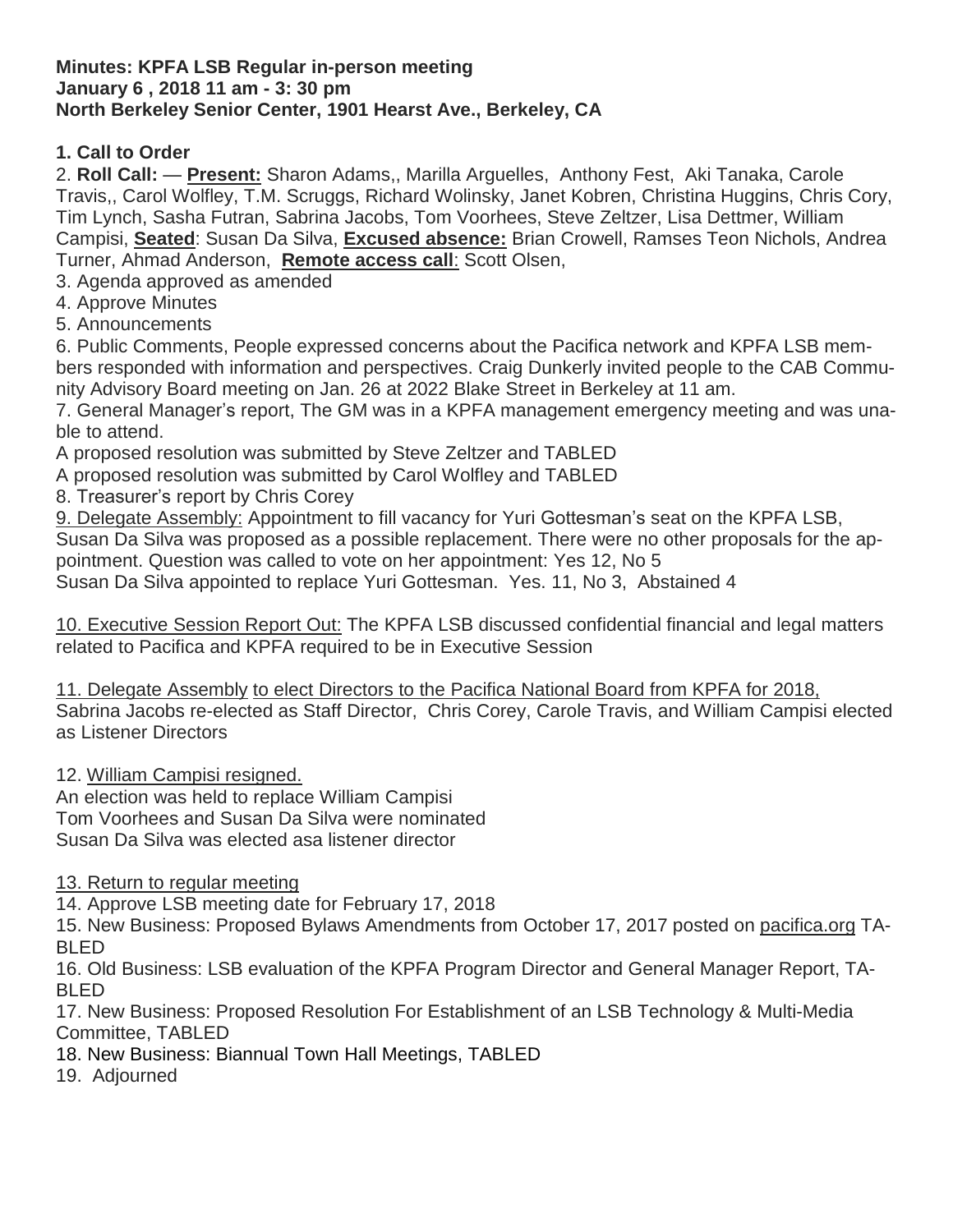**Minutes: KPFA LSB Regular in-person meeting**
**January 6 , 2018 11 am - 3: 30 pm**
**North Berkeley Senior Center, 1901 Hearst Ave., Berkeley, CA**

**1. Call to Order**

2. **Roll Call:** — **Present:** Sharon Adams,, Marilla Arguelles, Anthony Fest, Aki Tanaka, Carole Travis,, Carol Wolfley, T.M. Scruggs, Richard Wolinsky, Janet Kobren, Christina Huggins, Chris Cory, Tim Lynch, Sasha Futran, Sabrina Jacobs, Tom Voorhees, Steve Zeltzer, Lisa Dettmer, William Campisi, **Seated**: Susan Da Silva, **Excused absence:** Brian Crowell, Ramses Teon Nichols, Andrea Turner, Ahmad Anderson, **Remote access call**: Scott Olsen,

3. Agenda approved as amended

4. Approve Minutes

5. Announcements

6. Public Comments, People expressed concerns about the Pacifica network and KPFA LSB members responded with information and perspectives. Craig Dunkerly invited people to the CAB Community Advisory Board meeting on Jan. 26 at 2022 Blake Street in Berkeley at 11 am.

7. General Manager's report, The GM was in a KPFA management emergency meeting and was unable to attend.

A proposed resolution was submitted by Steve Zeltzer and TABLED

A proposed resolution was submitted by Carol Wolfley and TABLED

8. Treasurer's report by Chris Corey

9. Delegate Assembly: Appointment to fill vacancy for Yuri Gottesman's seat on the KPFA LSB, Susan Da Silva was proposed as a possible replacement. There were no other proposals for the appointment. Question was called to vote on her appointment: Yes 12, No 5

Susan Da Silva appointed to replace Yuri Gottesman. Yes. 11, No 3, Abstained 4

10. Executive Session Report Out: The KPFA LSB discussed confidential financial and legal matters related to Pacifica and KPFA required to be in Executive Session

11. Delegate Assembly to elect Directors to the Pacifica National Board from KPFA for 2018, Sabrina Jacobs re-elected as Staff Director, Chris Corey, Carole Travis, and William Campisi elected as Listener Directors

12. William Campisi resigned.

An election was held to replace William Campisi

Tom Voorhees and Susan Da Silva were nominated

Susan Da Silva was elected asa listener director

13. Return to regular meeting

14. Approve LSB meeting date for February 17, 2018

15. New Business: Proposed Bylaws Amendments from October 17, 2017 posted on pacifica.org TABLED

16. Old Business: LSB evaluation of the KPFA Program Director and General Manager Report, TABLED

17. New Business: Proposed Resolution For Establishment of an LSB Technology & Multi-Media Committee, TABLED

18. New Business: Biannual Town Hall Meetings, TABLED

19. Adjourned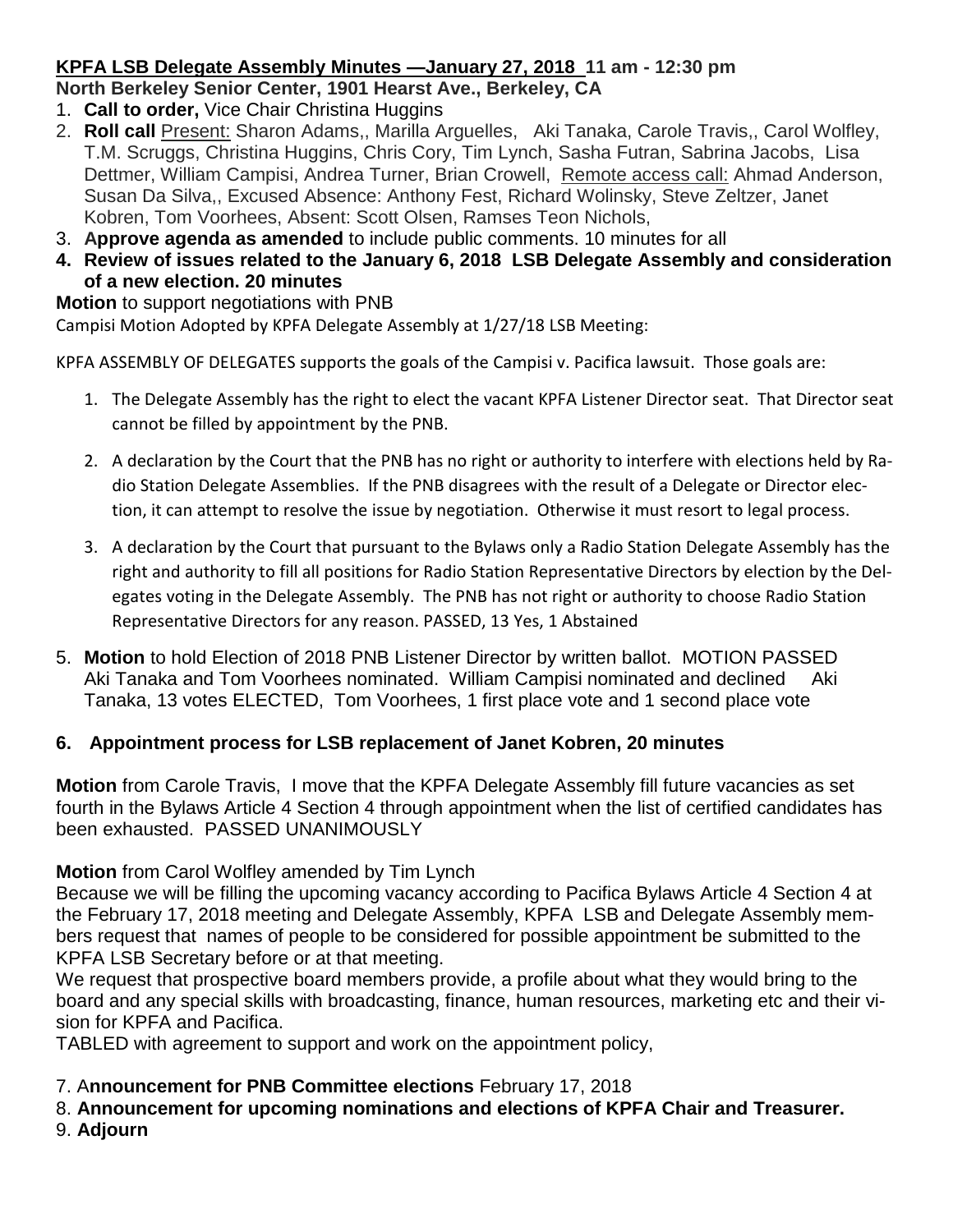**KPFA LSB Delegate Assembly Minutes —January 27, 2018 11 am - 12:30 pm**

**North Berkeley Senior Center, 1901 Hearst Ave., Berkeley, CA**

1. **Call to order,** Vice Chair Christina Huggins
2. **Roll call** Present: Sharon Adams,, Marilla Arguelles, Aki Tanaka, Carole Travis,, Carol Wolfley, T.M. Scruggs, Christina Huggins, Chris Cory, Tim Lynch, Sasha Futran, Sabrina Jacobs, Lisa Dettmer, William Campisi, Andrea Turner, Brian Crowell, Remote access call: Ahmad Anderson, Susan Da Silva,, Excused Absence: Anthony Fest, Richard Wolinsky, Steve Zeltzer, Janet Kobren, Tom Voorhees, Absent: Scott Olsen, Ramses Teon Nichols,
3. **Approve agenda as amended** to include public comments. 10 minutes for all
4. **Review of issues related to the January 6, 2018 LSB Delegate Assembly and consideration of a new election. 20 minutes**

**Motion** to support negotiations with PNB

Campisi Motion Adopted by KPFA Delegate Assembly at 1/27/18 LSB Meeting:

KPFA ASSEMBLY OF DELEGATES supports the goals of the Campisi v. Pacifica lawsuit. Those goals are:

1. The Delegate Assembly has the right to elect the vacant KPFA Listener Director seat. That Director seat cannot be filled by appointment by the PNB.
2. A declaration by the Court that the PNB has no right or authority to interfere with elections held by Radio Station Delegate Assemblies. If the PNB disagrees with the result of a Delegate or Director election, it can attempt to resolve the issue by negotiation. Otherwise it must resort to legal process.
3. A declaration by the Court that pursuant to the Bylaws only a Radio Station Delegate Assembly has the right and authority to fill all positions for Radio Station Representative Directors by election by the Delegates voting in the Delegate Assembly. The PNB has not right or authority to choose Radio Station Representative Directors for any reason. PASSED, 13 Yes, 1 Abstained

5. **Motion** to hold Election of 2018 PNB Listener Director by written ballot. MOTION PASSED Aki Tanaka and Tom Voorhees nominated. William Campisi nominated and declined Aki Tanaka, 13 votes ELECTED, Tom Voorhees, 1 first place vote and 1 second place vote

6. **Appointment process for LSB replacement of Janet Kobren, 20 minutes**

**Motion** from Carole Travis, I move that the KPFA Delegate Assembly fill future vacancies as set fourth in the Bylaws Article 4 Section 4 through appointment when the list of certified candidates has been exhausted. PASSED UNANIMOUSLY

**Motion** from Carol Wolfley amended by Tim Lynch

Because we will be filling the upcoming vacancy according to Pacifica Bylaws Article 4 Section 4 at the February 17, 2018 meeting and Delegate Assembly, KPFA LSB and Delegate Assembly members request that names of people to be considered for possible appointment be submitted to the KPFA LSB Secretary before or at that meeting.

We request that prospective board members provide, a profile about what they would bring to the board and any special skills with broadcasting, finance, human resources, marketing etc and their vision for KPFA and Pacifica.

TABLED with agreement to support and work on the appointment policy,

7. **Announcement for PNB Committee elections** February 17, 2018
8. **Announcement for upcoming nominations and elections of KPFA Chair and Treasurer.**
9. **Adjourn**